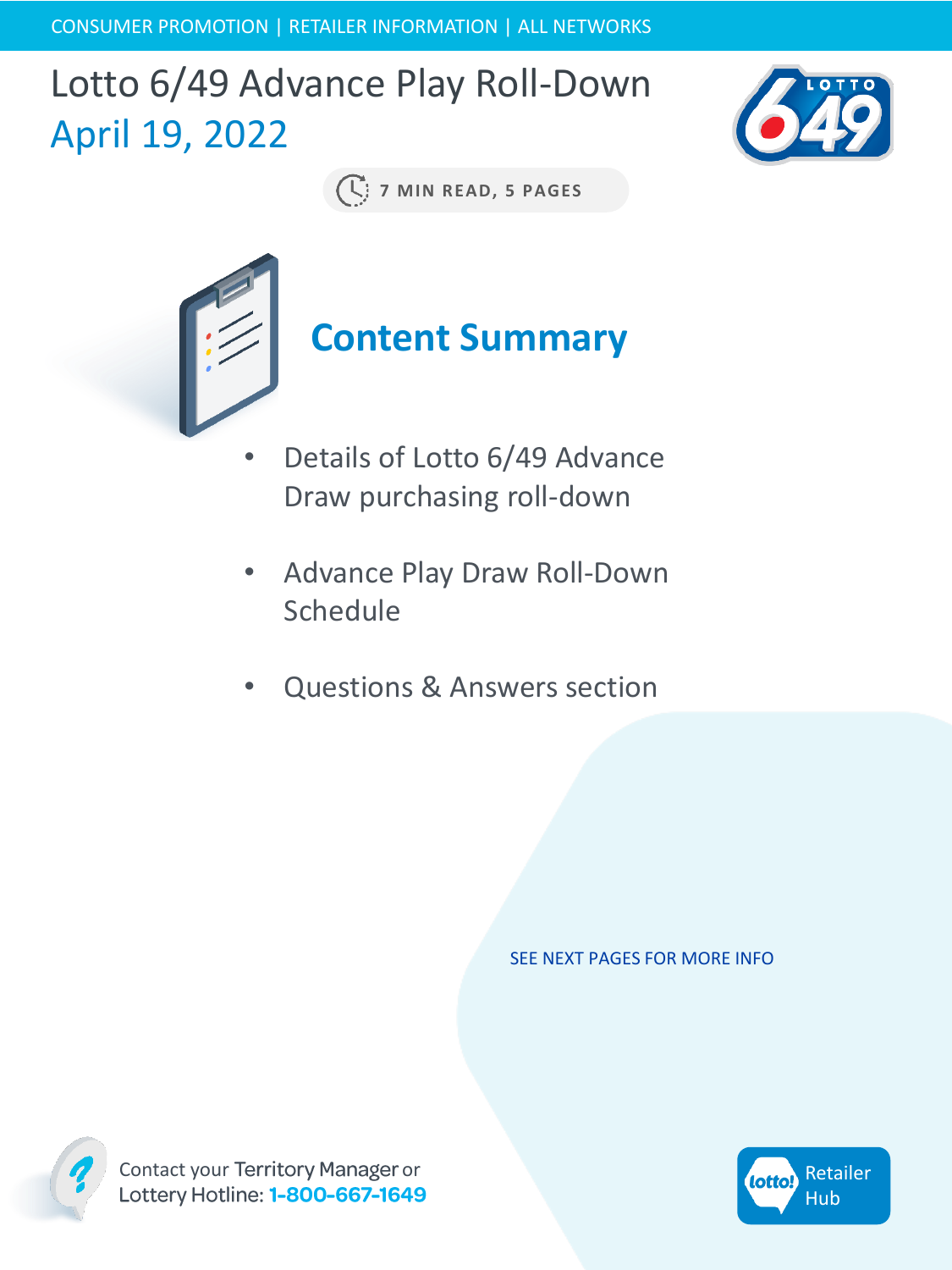CONSUMER PROMOTION | RETAILER INFORMATION | ALL NETWORKS

# Lotto 6/49 Advance Play Roll-Down

## April 19, 2022

7 MIN READ, 5 PAGES

## Content Summary

- Details of Lotto 6/49 Advance Draw purchasing roll-down
- Advance Play Draw Roll-Down Schedule
- Questions & Answers section

SEE NEXT PAGES FOR MORE INFO

Contact your Territory Manager or Lottery Hotline: **1-800-667-1649**

Retailer Hub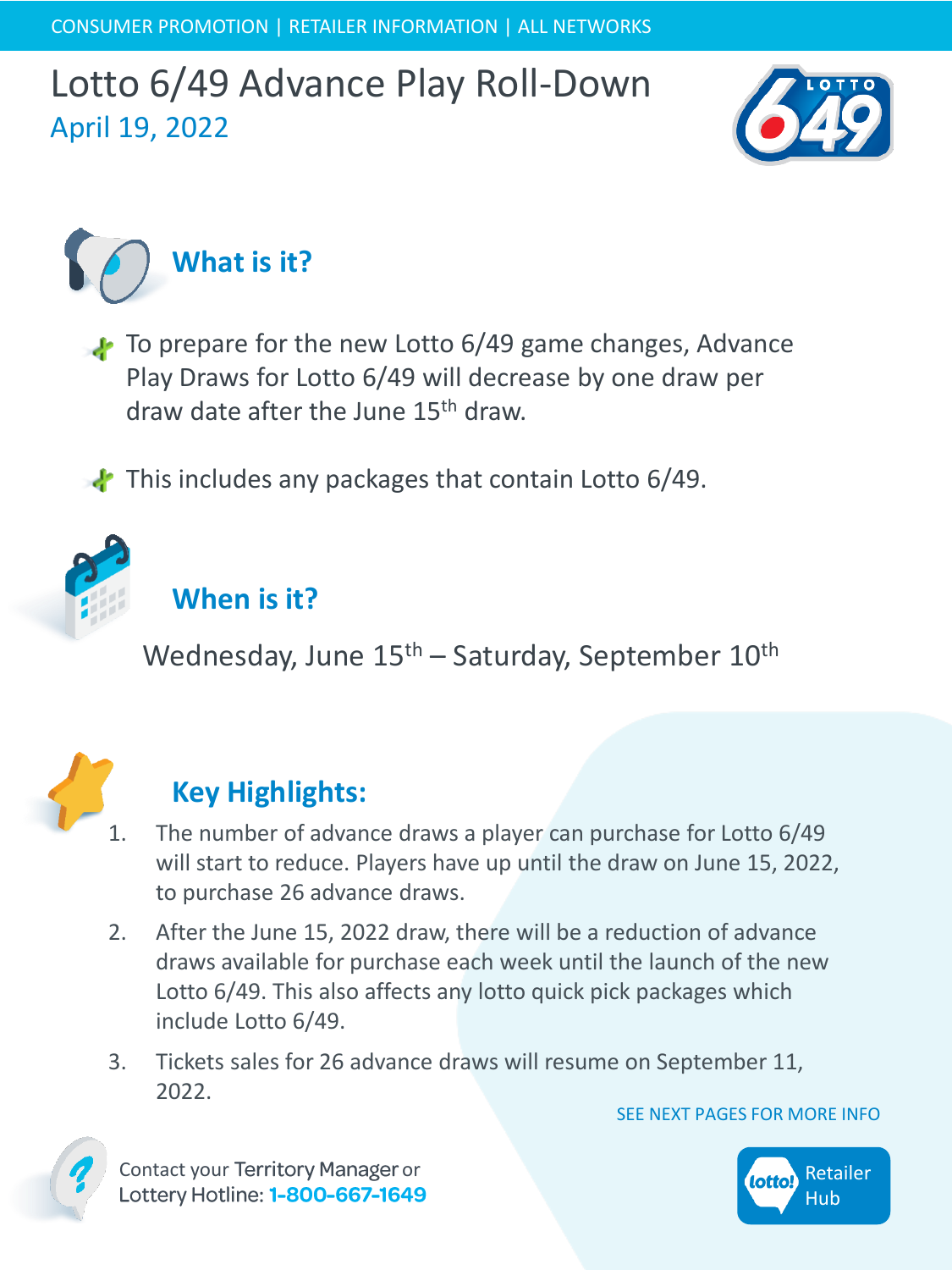CONSUMER PROMOTION | RETAILER INFORMATION | ALL NETWORKS

# Lotto 6/49 Advance Play Roll-Down

April 19, 2022

## What is it?

- To prepare for the new Lotto 6/49 game changes, Advance Play Draws for Lotto 6/49 will decrease by one draw per draw date after the June 15th draw.
- This includes any packages that contain Lotto 6/49.

## When is it?

Wednesday, June 15th – Saturday, September 10th

## Key Highlights:

1. The number of advance draws a player can purchase for Lotto 6/49 will start to reduce. Players have up until the draw on June 15, 2022, to purchase 26 advance draws.
2. After the June 15, 2022 draw, there will be a reduction of advance draws available for purchase each week until the launch of the new Lotto 6/49. This also affects any lotto quick pick packages which include Lotto 6/49.
3. Tickets sales for 26 advance draws will resume on September 11, 2022.

SEE NEXT PAGES FOR MORE INFO

Contact your Territory Manager or Lottery Hotline: **1-800-667-1649**

lotto! Retailer Hub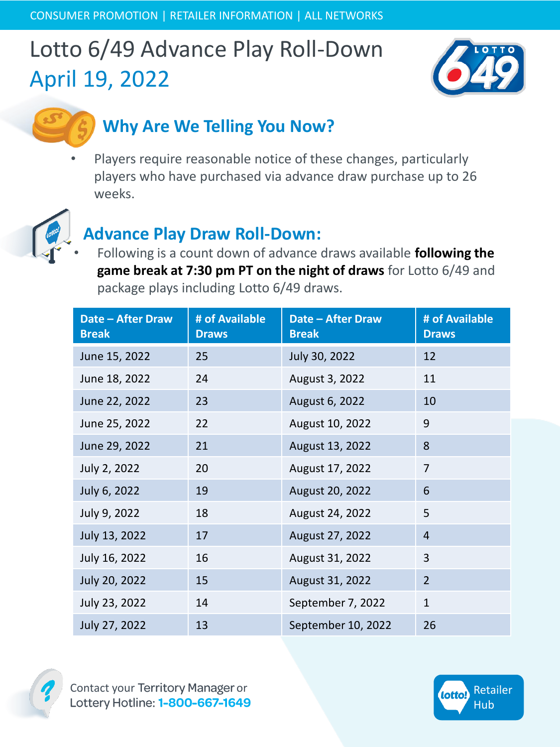CONSUMER PROMOTION | RETAILER INFORMATION | ALL NETWORKS

# Lotto 6/49 Advance Play Roll-Down
## April 19, 2022

## Why Are We Telling You Now?

- Players require reasonable notice of these changes, particularly players who have purchased via advance draw purchase up to 26 weeks.

## Advance Play Draw Roll-Down:

- Following is a count down of advance draws available **following the game break at 7:30 pm PT on the night of draws** for Lotto 6/49 and package plays including Lotto 6/49 draws.

| Date – After Draw Break | # of Available Draws | Date – After Draw Break | # of Available Draws |
|---|---|---|---|
| June 15, 2022 | 25 | July 30, 2022 | 12 |
| June 18, 2022 | 24 | August 3, 2022 | 11 |
| June 22, 2022 | 23 | August 6, 2022 | 10 |
| June 25, 2022 | 22 | August 10, 2022 | 9 |
| June 29, 2022 | 21 | August 13, 2022 | 8 |
| July 2, 2022 | 20 | August 17, 2022 | 7 |
| July 6, 2022 | 19 | August 20, 2022 | 6 |
| July 9, 2022 | 18 | August 24, 2022 | 5 |
| July 13, 2022 | 17 | August 27, 2022 | 4 |
| July 16, 2022 | 16 | August 31, 2022 | 3 |
| July 20, 2022 | 15 | August 31, 2022 | 2 |
| July 23, 2022 | 14 | September 7, 2022 | 1 |
| July 27, 2022 | 13 | September 10, 2022 | 26 |

Contact your Territory Manager or Lottery Hotline: **1-800-667-1649**

lotto! Retailer Hub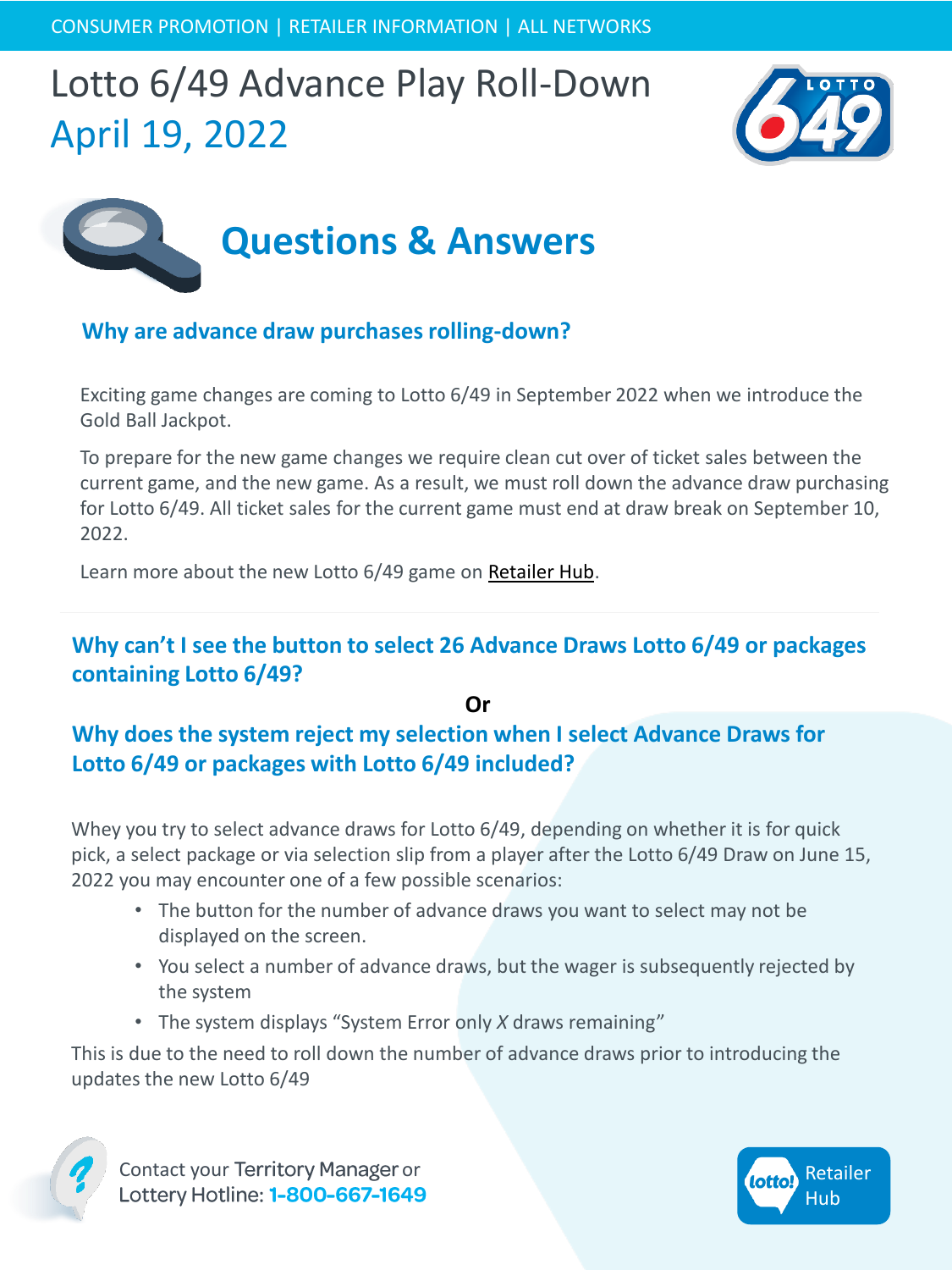CONSUMER PROMOTION | RETAILER INFORMATION | ALL NETWORKS

# Lotto 6/49 Advance Play Roll-Down
## April 19, 2022

# Questions & Answers

### Why are advance draw purchases rolling-down?

Exciting game changes are coming to Lotto 6/49 in September 2022 when we introduce the Gold Ball Jackpot.

To prepare for the new game changes we require clean cut over of ticket sales between the current game, and the new game. As a result, we must roll down the advance draw purchasing for Lotto 6/49. All ticket sales for the current game must end at draw break on September 10, 2022.

Learn more about the new Lotto 6/49 game on Retailer Hub.

---

### Why can't I see the button to select 26 Advance Draws Lotto 6/49 or packages containing Lotto 6/49?

**Or**

### Why does the system reject my selection when I select Advance Draws for Lotto 6/49 or packages with Lotto 6/49 included?

Whey you try to select advance draws for Lotto 6/49, depending on whether it is for quick pick, a select package or via selection slip from a player after the Lotto 6/49 Draw on June 15, 2022 you may encounter one of a few possible scenarios:

- The button for the number of advance draws you want to select may not be displayed on the screen.
- You select a number of advance draws, but the wager is subsequently rejected by the system
- The system displays "System Error only *X* draws remaining"

This is due to the need to roll down the number of advance draws prior to introducing the updates the new Lotto 6/49

Contact your Territory Manager or Lottery Hotline: **1-800-667-1649**

Retailer Hub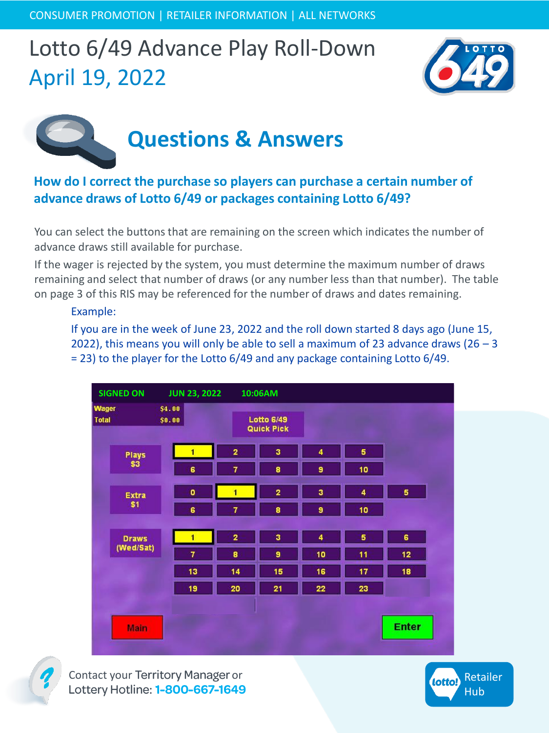CONSUMER PROMOTION | RETAILER INFORMATION | ALL NETWORKS

# Lotto 6/49 Advance Play Roll-Down

## April 19, 2022

## Questions & Answers

### How do I correct the purchase so players can purchase a certain number of advance draws of Lotto 6/49 or packages containing Lotto 6/49?

You can select the buttons that are remaining on the screen which indicates the number of advance draws still available for purchase.

If the wager is rejected by the system, you must determine the maximum number of draws remaining and select that number of draws (or any number less than that number). The table on page 3 of this RIS may be referenced for the number of draws and dates remaining.

Example:

If you are in the week of June 23, 2022 and the roll down started 8 days ago (June 15, 2022), this means you will only be able to sell a maximum of 23 advance draws (26 – 3 = 23) to the player for the Lotto 6/49 and any package containing Lotto 6/49.

SIGNED ON JUN 23, 2022 10:06AM

Wager $4.00
Total $0.00

Lotto 6/49 Quick Pick

Plays $3: 1 2 3 4 5 6 7 8 9 10

Extra $1: 0 1 2 3 4 5 6 7 8 9 10

Draws (Wed/Sat): 1 2 3 4 5 6 7 8 9 10 11 12 13 14 15 16 17 18 19 20 21 22 23

Main

Enter

Contact your Territory Manager or Lottery Hotline: 1-800-667-1649

Retailer Hub